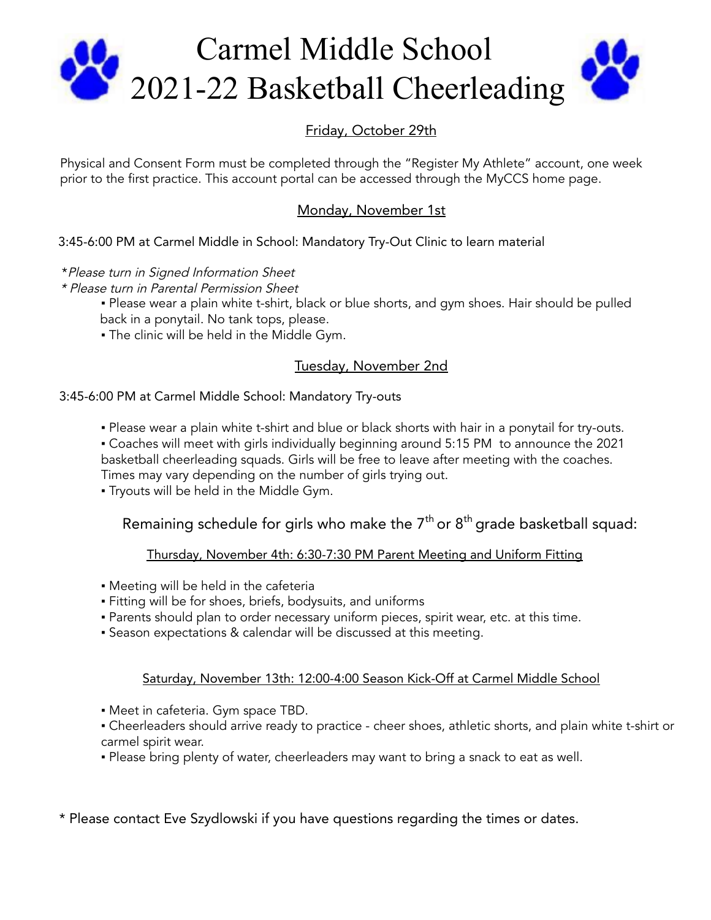# Carmel Middle School
# 2021-22 Basketball Cheerleading

## Friday, October 29th

Physical and Consent Form must be completed through the "Register My Athlete" account, one week prior to the first practice. This account portal can be accessed through the MyCCS home page.

## Monday, November 1st

3:45-6:00 PM at Carmel Middle in School: Mandatory Try-Out Clinic to learn material

*\*Please turn in Signed Information Sheet*
*\* Please turn in Parental Permission Sheet*

- Please wear a plain white t-shirt, black or blue shorts, and gym shoes. Hair should be pulled back in a ponytail. No tank tops, please.
- The clinic will be held in the Middle Gym.

## Tuesday, November 2nd

3:45-6:00 PM at Carmel Middle School: Mandatory Try-outs

- Please wear a plain white t-shirt and blue or black shorts with hair in a ponytail for try-outs.
- Coaches will meet with girls individually beginning around 5:15 PM to announce the 2021 basketball cheerleading squads. Girls will be free to leave after meeting with the coaches. Times may vary depending on the number of girls trying out.
- Tryouts will be held in the Middle Gym.

## Remaining schedule for girls who make the 7th or 8th grade basketball squad:

### Thursday, November 4th: 6:30-7:30 PM Parent Meeting and Uniform Fitting

- Meeting will be held in the cafeteria
- Fitting will be for shoes, briefs, bodysuits, and uniforms
- Parents should plan to order necessary uniform pieces, spirit wear, etc. at this time.
- Season expectations & calendar will be discussed at this meeting.

### Saturday, November 13th: 12:00-4:00 Season Kick-Off at Carmel Middle School

- Meet in cafeteria. Gym space TBD.
- Cheerleaders should arrive ready to practice - cheer shoes, athletic shorts, and plain white t-shirt or carmel spirit wear.
- Please bring plenty of water, cheerleaders may want to bring a snack to eat as well.

\* Please contact Eve Szydlowski if you have questions regarding the times or dates.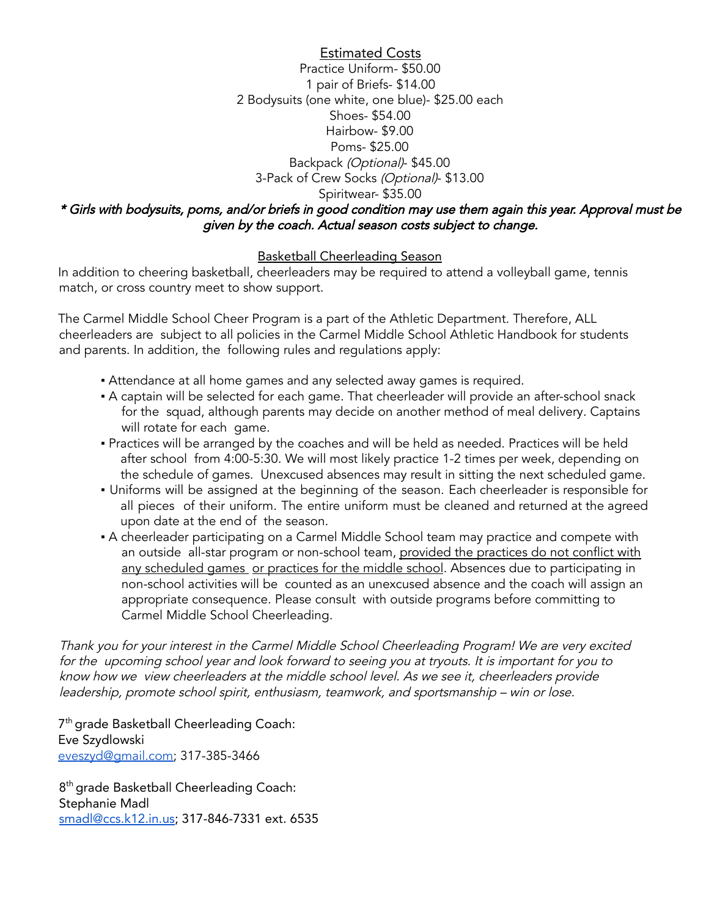## Estimated Costs

Practice Uniform- $50.00
1 pair of Briefs- $14.00
2 Bodysuits (one white, one blue)- $25.00 each
Shoes- $54.00
Hairbow- $9.00
Poms- $25.00
Backpack *(Optional)*- $45.00
3-Pack of Crew Socks *(Optional)*- $13.00
Spiritwear- $35.00

***\* Girls with bodysuits, poms, and/or briefs in good condition may use them again this year. Approval must be given by the coach. Actual season costs subject to change.***

## Basketball Cheerleading Season

In addition to cheering basketball, cheerleaders may be required to attend a volleyball game, tennis match, or cross country meet to show support.

The Carmel Middle School Cheer Program is a part of the Athletic Department. Therefore, ALL cheerleaders are subject to all policies in the Carmel Middle School Athletic Handbook for students and parents. In addition, the following rules and regulations apply:

- Attendance at all home games and any selected away games is required.
- A captain will be selected for each game. That cheerleader will provide an after-school snack for the squad, although parents may decide on another method of meal delivery. Captains will rotate for each game.
- Practices will be arranged by the coaches and will be held as needed. Practices will be held after school from 4:00-5:30. We will most likely practice 1-2 times per week, depending on the schedule of games. Unexcused absences may result in sitting the next scheduled game.
- Uniforms will be assigned at the beginning of the season. Each cheerleader is responsible for all pieces of their uniform. The entire uniform must be cleaned and returned at the agreed upon date at the end of the season.
- A cheerleader participating on a Carmel Middle School team may practice and compete with an outside all-star program or non-school team, <u>provided the practices do not conflict with any scheduled games or practices for the middle school</u>. Absences due to participating in non-school activities will be counted as an unexcused absence and the coach will assign an appropriate consequence. Please consult with outside programs before committing to Carmel Middle School Cheerleading.

*Thank you for your interest in the Carmel Middle School Cheerleading Program! We are very excited for the upcoming school year and look forward to seeing you at tryouts. It is important for you to know how we view cheerleaders at the middle school level. As we see it, cheerleaders provide leadership, promote school spirit, enthusiasm, teamwork, and sportsmanship – win or lose.*

7th grade Basketball Cheerleading Coach:
Eve Szydlowski
eveszyd@gmail.com; 317-385-3466

8th grade Basketball Cheerleading Coach:
Stephanie Madl
smadl@ccs.k12.in.us; 317-846-7331 ext. 6535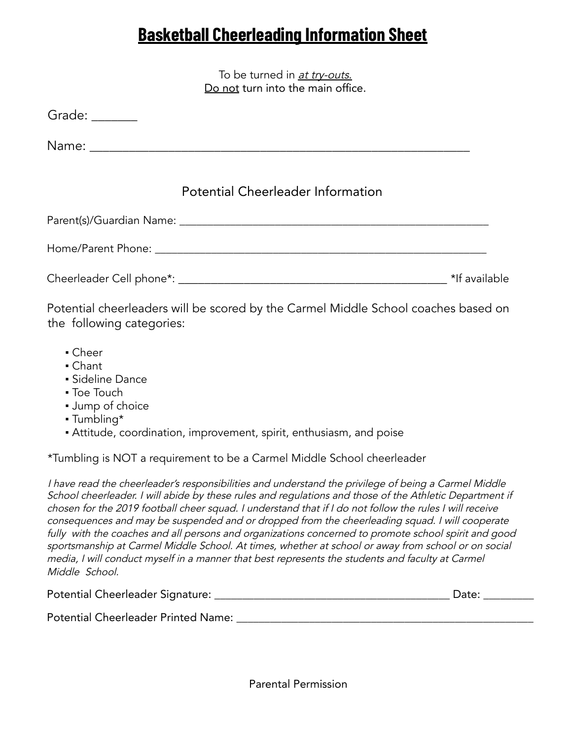# Basketball Cheerleading Information Sheet

To be turned in *at try-outs.*
Do not turn into the main office.

Grade: _______

Name: ___________________________________________________________

## Potential Cheerleader Information

Parent(s)/Guardian Name: ________________________________________________

Home/Parent Phone: ____________________________________________________

Cheerleader Cell phone*: _____________________________________ *If available

Potential cheerleaders will be scored by the Carmel Middle School coaches based on the following categories:

- Cheer
- Chant
- Sideline Dance
- Toe Touch
- Jump of choice
- Tumbling*
- Attitude, coordination, improvement, spirit, enthusiasm, and poise

*Tumbling is NOT a requirement to be a Carmel Middle School cheerleader

*I have read the cheerleader's responsibilities and understand the privilege of being a Carmel Middle School cheerleader. I will abide by these rules and regulations and those of the Athletic Department if chosen for the 2019 football cheer squad. I understand that if I do not follow the rules I will receive consequences and may be suspended and or dropped from the cheerleading squad. I will cooperate fully with the coaches and all persons and organizations concerned to promote school spirit and good sportsmanship at Carmel Middle School. At times, whether at school or away from school or on social media, I will conduct myself in a manner that best represents the students and faculty at Carmel Middle School.*

Potential Cheerleader Signature: __________________________________ Date: ________

Potential Cheerleader Printed Name: ___________________________________________

Parental Permission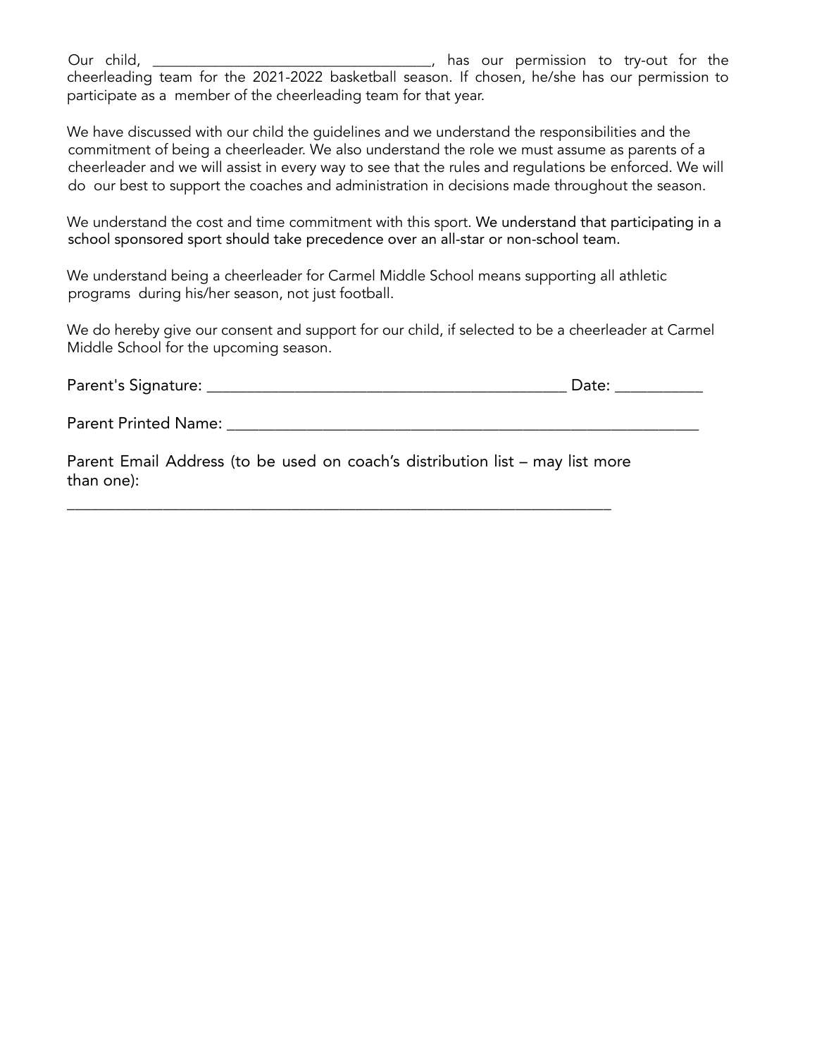Our child, ______________________________________, has our permission to try-out for the cheerleading team for the 2021-2022 basketball season. If chosen, he/she has our permission to participate as a member of the cheerleading team for that year.

We have discussed with our child the guidelines and we understand the responsibilities and the commitment of being a cheerleader. We also understand the role we must assume as parents of a cheerleader and we will assist in every way to see that the rules and regulations be enforced. We will do our best to support the coaches and administration in decisions made throughout the season.

We understand the cost and time commitment with this sport. We understand that participating in a school sponsored sport should take precedence over an all-star or non-school team.

We understand being a cheerleader for Carmel Middle School means supporting all athletic programs during his/her season, not just football.

We do hereby give our consent and support for our child, if selected to be a cheerleader at Carmel Middle School for the upcoming season.

Parent's Signature: _______________________________________________ Date: ___________

Parent Printed Name: _____________________________________________________________

Parent Email Address (to be used on coach's distribution list – may list more than one):

_____________________________________________________________________